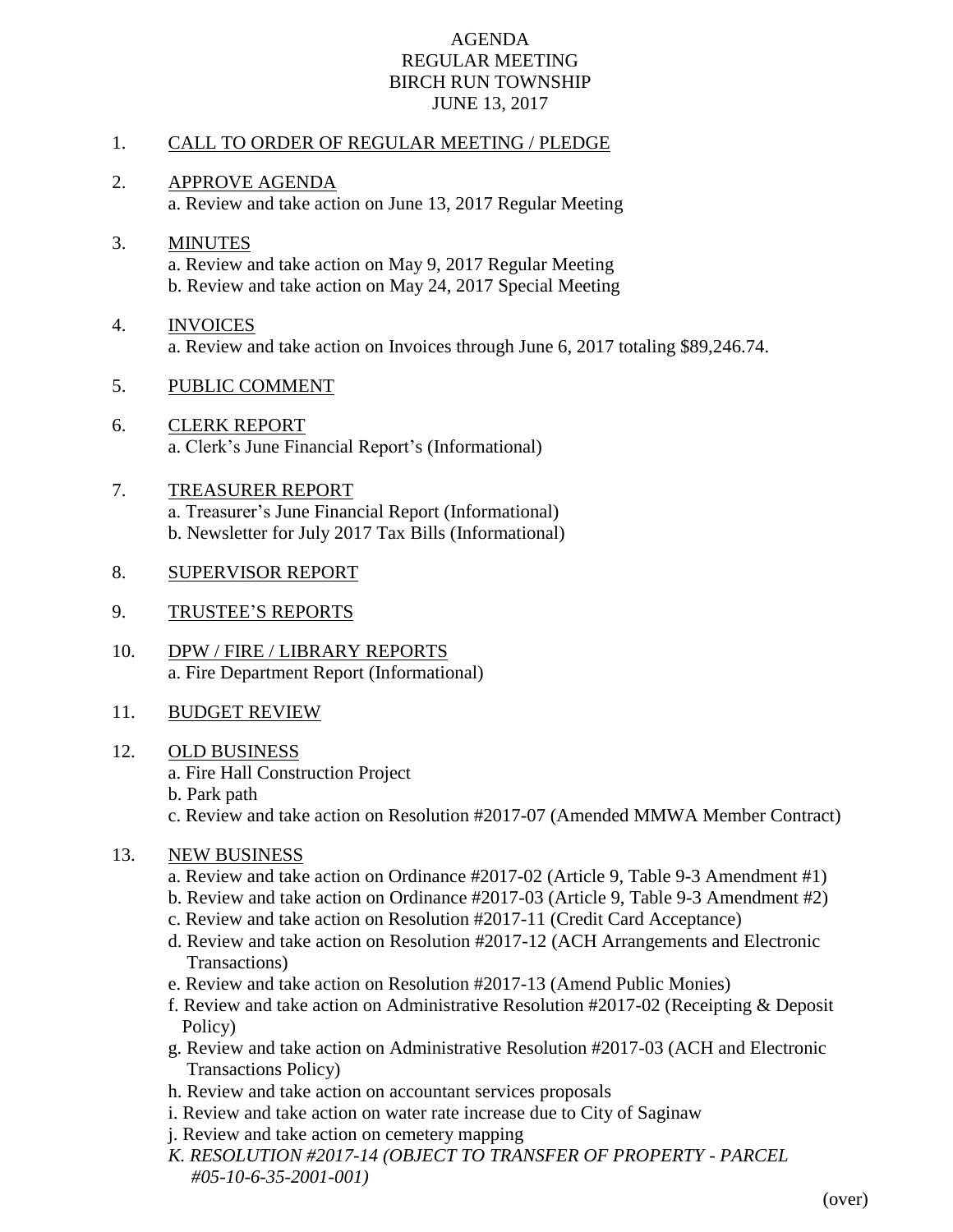# AGENDA
## REGULAR MEETING
## BIRCH RUN TOWNSHIP
## JUNE 13, 2017

1. CALL TO ORDER OF REGULAR MEETING / PLEDGE

2. APPROVE AGENDA
   a. Review and take action on June 13, 2017 Regular Meeting

3. MINUTES
   a. Review and take action on May 9, 2017 Regular Meeting
   b. Review and take action on May 24, 2017 Special Meeting

4. INVOICES
   a. Review and take action on Invoices through June 6, 2017 totaling $89,246.74.

5. PUBLIC COMMENT

6. CLERK REPORT
   a. Clerk's June Financial Report's (Informational)

7. TREASURER REPORT
   a. Treasurer's June Financial Report (Informational)
   b. Newsletter for July 2017 Tax Bills (Informational)

8. SUPERVISOR REPORT

9. TRUSTEE'S REPORTS

10. DPW / FIRE / LIBRARY REPORTS
    a. Fire Department Report (Informational)

11. BUDGET REVIEW

12. OLD BUSINESS
    a. Fire Hall Construction Project
    b. Park path
    c. Review and take action on Resolution #2017-07 (Amended MMWA Member Contract)

13. NEW BUSINESS
    a. Review and take action on Ordinance #2017-02 (Article 9, Table 9-3 Amendment #1)
    b. Review and take action on Ordinance #2017-03 (Article 9, Table 9-3 Amendment #2)
    c. Review and take action on Resolution #2017-11 (Credit Card Acceptance)
    d. Review and take action on Resolution #2017-12 (ACH Arrangements and Electronic Transactions)
    e. Review and take action on Resolution #2017-13 (Amend Public Monies)
    f. Review and take action on Administrative Resolution #2017-02 (Receipting & Deposit Policy)
    g. Review and take action on Administrative Resolution #2017-03 (ACH and Electronic Transactions Policy)
    h. Review and take action on accountant services proposals
    i. Review and take action on water rate increase due to City of Saginaw
    j. Review and take action on cemetery mapping
    *K. RESOLUTION #2017-14 (OBJECT TO TRANSFER OF PROPERTY - PARCEL #05-10-6-35-2001-001)*

(over)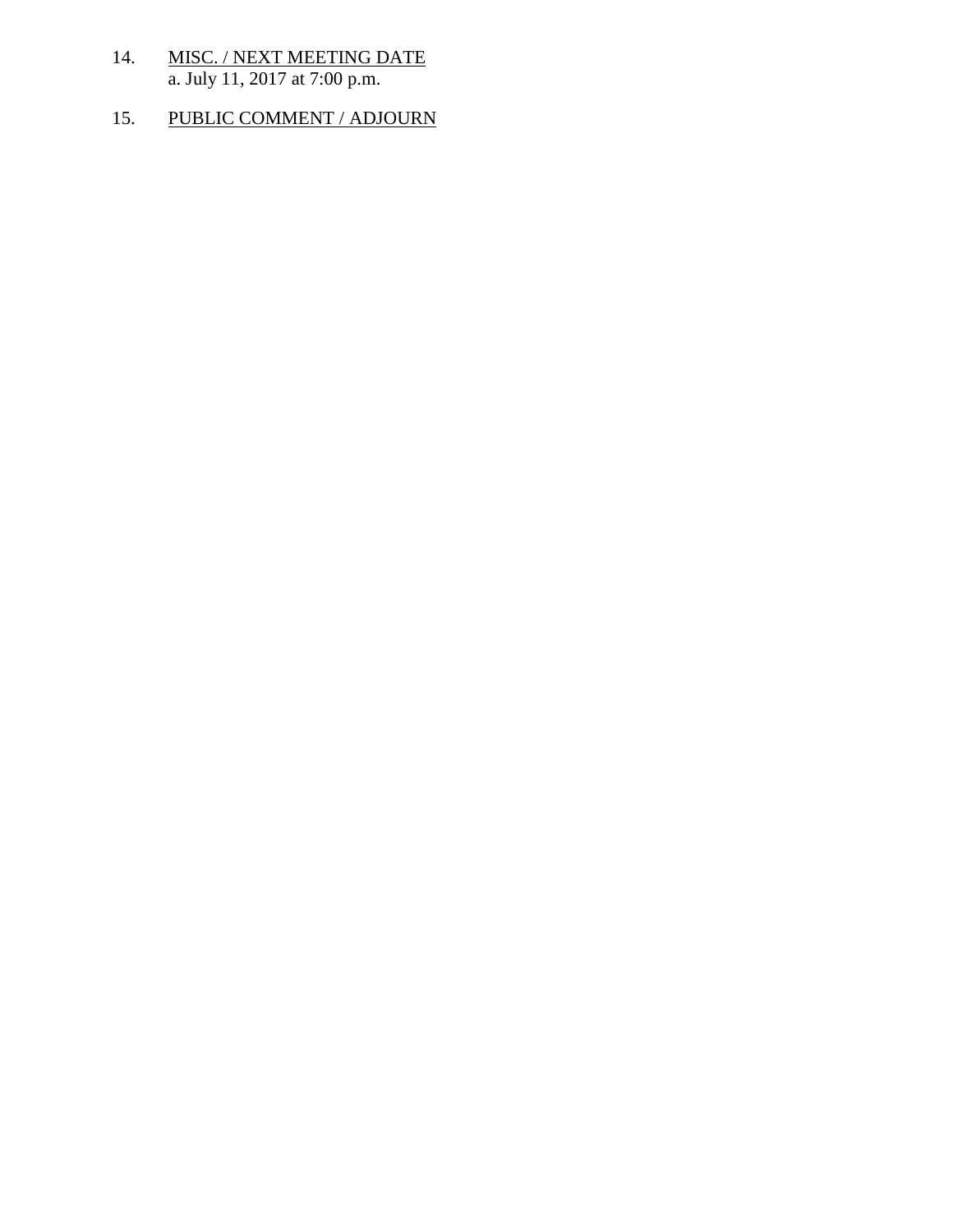14. <u>MISC. / NEXT MEETING DATE</u>
    a. July 11, 2017 at 7:00 p.m.

15. <u>PUBLIC COMMENT / ADJOURN</u>